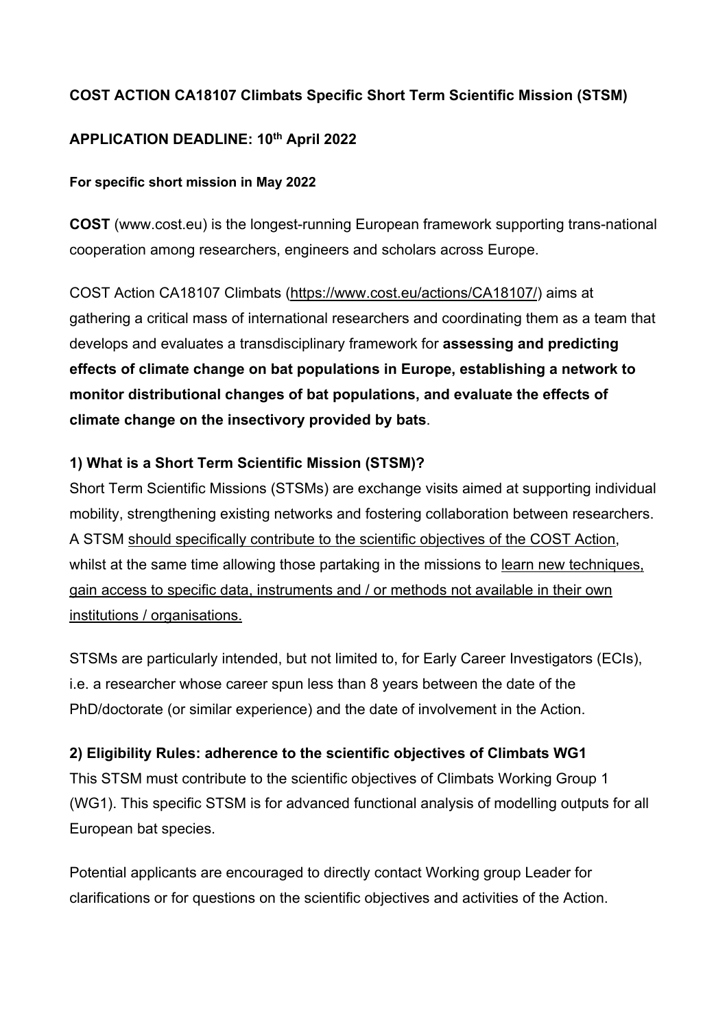**COST ACTION CA18107 Climbats Specific Short Term Scientific Mission (STSM)**

**APPLICATION DEADLINE: 10th April 2022**

**For specific short mission in May 2022**

**COST** (www.cost.eu) is the longest-running European framework supporting trans-national cooperation among researchers, engineers and scholars across Europe.

COST Action CA18107 Climbats (https://www.cost.eu/actions/CA18107/) aims at gathering a critical mass of international researchers and coordinating them as a team that develops and evaluates a transdisciplinary framework for **assessing and predicting effects of climate change on bat populations in Europe, establishing a network to monitor distributional changes of bat populations, and evaluate the effects of climate change on the insectivory provided by bats**.

### 1) What is a Short Term Scientific Mission (STSM)?

Short Term Scientific Missions (STSMs) are exchange visits aimed at supporting individual mobility, strengthening existing networks and fostering collaboration between researchers. A STSM should specifically contribute to the scientific objectives of the COST Action, whilst at the same time allowing those partaking in the missions to learn new techniques, gain access to specific data, instruments and / or methods not available in their own institutions / organisations.

STSMs are particularly intended, but not limited to, for Early Career Investigators (ECIs), i.e. a researcher whose career spun less than 8 years between the date of the PhD/doctorate (or similar experience) and the date of involvement in the Action.

### 2) Eligibility Rules: adherence to the scientific objectives of Climbats WG1

This STSM must contribute to the scientific objectives of Climbats Working Group 1 (WG1). This specific STSM is for advanced functional analysis of modelling outputs for all European bat species.

Potential applicants are encouraged to directly contact Working group Leader for clarifications or for questions on the scientific objectives and activities of the Action.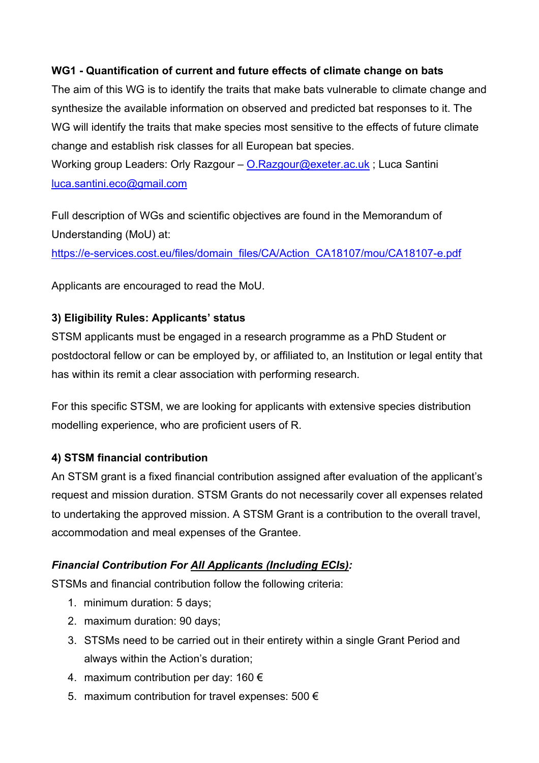**WG1 - Quantification of current and future effects of climate change on bats**

The aim of this WG is to identify the traits that make bats vulnerable to climate change and synthesize the available information on observed and predicted bat responses to it. The WG will identify the traits that make species most sensitive to the effects of future climate change and establish risk classes for all European bat species.

Working group Leaders: Orly Razgour – O.Razgour@exeter.ac.uk ; Luca Santini luca.santini.eco@gmail.com

Full description of WGs and scientific objectives are found in the Memorandum of Understanding (MoU) at:

https://e-services.cost.eu/files/domain_files/CA/Action_CA18107/mou/CA18107-e.pdf

Applicants are encouraged to read the MoU.

### 3) Eligibility Rules: Applicants' status

STSM applicants must be engaged in a research programme as a PhD Student or postdoctoral fellow or can be employed by, or affiliated to, an Institution or legal entity that has within its remit a clear association with performing research.

For this specific STSM, we are looking for applicants with extensive species distribution modelling experience, who are proficient users of R.

### 4) STSM financial contribution

An STSM grant is a fixed financial contribution assigned after evaluation of the applicant's request and mission duration. STSM Grants do not necessarily cover all expenses related to undertaking the approved mission. A STSM Grant is a contribution to the overall travel, accommodation and meal expenses of the Grantee.

***Financial Contribution For All Applicants (Including ECIs):***

STSMs and financial contribution follow the following criteria:

1. minimum duration: 5 days;
2. maximum duration: 90 days;
3. STSMs need to be carried out in their entirety within a single Grant Period and always within the Action's duration;
4. maximum contribution per day: 160 €
5. maximum contribution for travel expenses: 500 €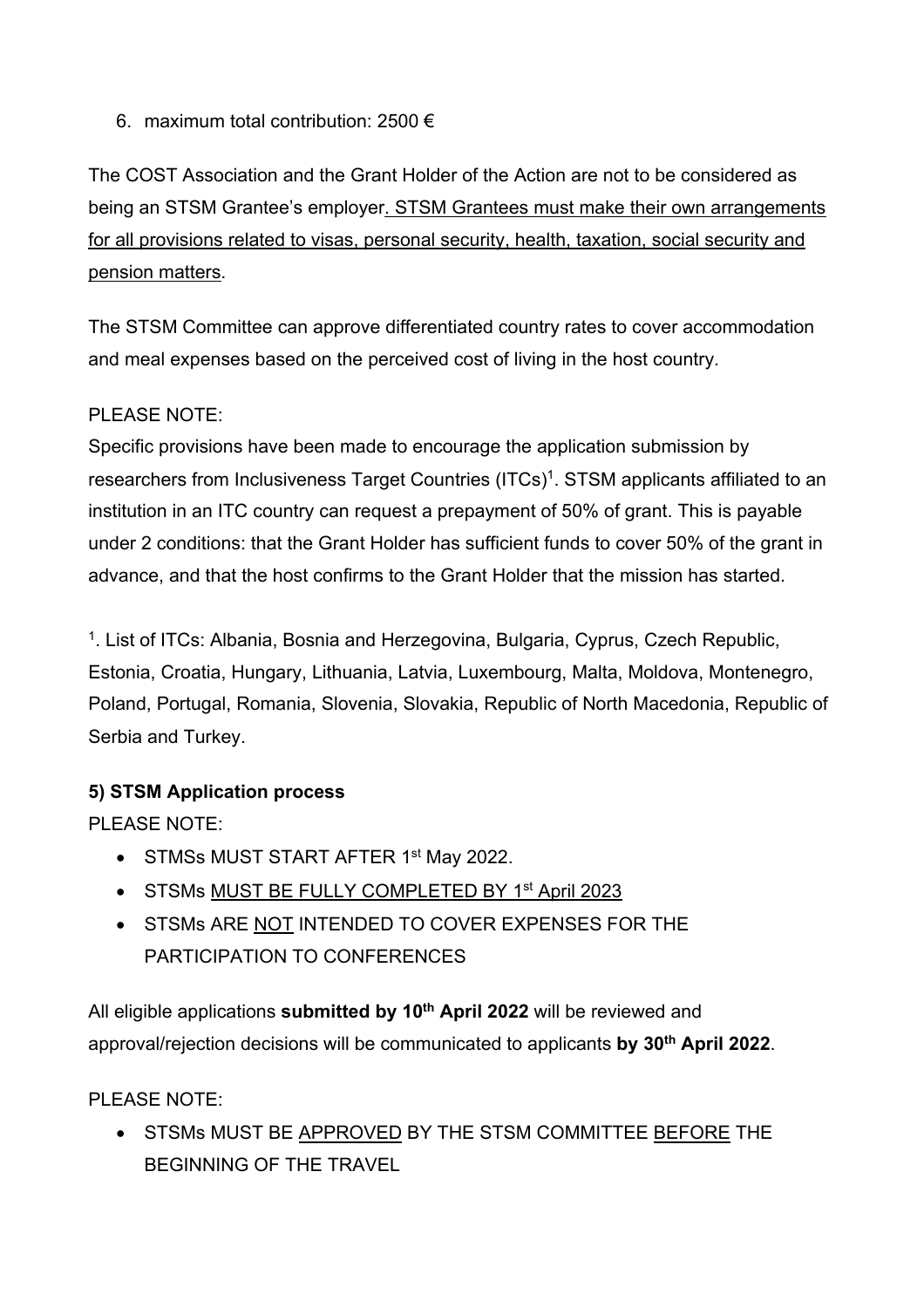6. maximum total contribution: 2500 €

The COST Association and the Grant Holder of the Action are not to be considered as being an STSM Grantee's employer. STSM Grantees must make their own arrangements for all provisions related to visas, personal security, health, taxation, social security and pension matters.

The STSM Committee can approve differentiated country rates to cover accommodation and meal expenses based on the perceived cost of living in the host country.

PLEASE NOTE:
Specific provisions have been made to encourage the application submission by researchers from Inclusiveness Target Countries (ITCs)[1]. STSM applicants affiliated to an institution in an ITC country can request a prepayment of 50% of grant. This is payable under 2 conditions: that the Grant Holder has sufficient funds to cover 50% of the grant in advance, and that the host confirms to the Grant Holder that the mission has started.

[1]. List of ITCs: Albania, Bosnia and Herzegovina, Bulgaria, Cyprus, Czech Republic, Estonia, Croatia, Hungary, Lithuania, Latvia, Luxembourg, Malta, Moldova, Montenegro, Poland, Portugal, Romania, Slovenia, Slovakia, Republic of North Macedonia, Republic of Serbia and Turkey.

**5) STSM Application process**

PLEASE NOTE:

- STMSs MUST START AFTER 1st May 2022.
- STSMs MUST BE FULLY COMPLETED BY 1st April 2023
- STSMs ARE NOT INTENDED TO COVER EXPENSES FOR THE PARTICIPATION TO CONFERENCES

All eligible applications **submitted by 10th April 2022** will be reviewed and approval/rejection decisions will be communicated to applicants **by 30th April 2022**.

PLEASE NOTE:

- STSMs MUST BE APPROVED BY THE STSM COMMITTEE BEFORE THE BEGINNING OF THE TRAVEL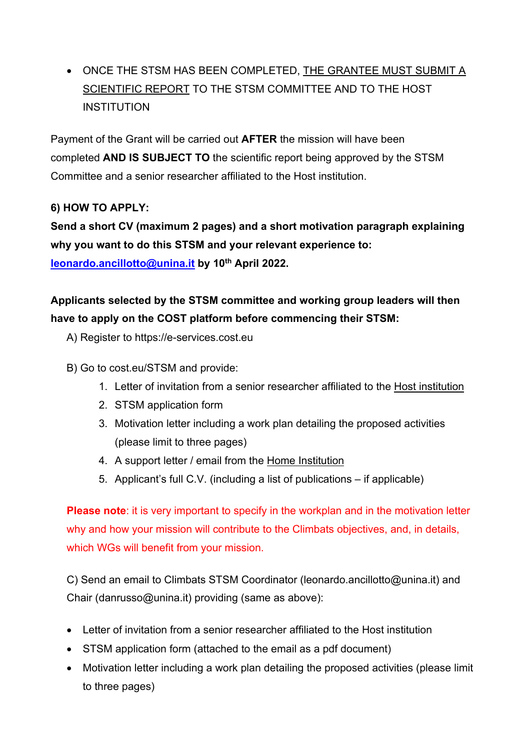- ONCE THE STSM HAS BEEN COMPLETED, THE GRANTEE MUST SUBMIT A SCIENTIFIC REPORT TO THE STSM COMMITTEE AND TO THE HOST INSTITUTION

Payment of the Grant will be carried out **AFTER** the mission will have been completed **AND IS SUBJECT TO** the scientific report being approved by the STSM Committee and a senior researcher affiliated to the Host institution.

**6) HOW TO APPLY:**

**Send a short CV (maximum 2 pages) and a short motivation paragraph explaining why you want to do this STSM and your relevant experience to: [leonardo.ancillotto@unina.it](mailto:leonardo.ancillotto@unina.it) by 10th April 2022.**

**Applicants selected by the STSM committee and working group leaders will then have to apply on the COST platform before commencing their STSM:**

A) Register to https://e-services.cost.eu

B) Go to cost.eu/STSM and provide:

1. Letter of invitation from a senior researcher affiliated to the Host institution
2. STSM application form
3. Motivation letter including a work plan detailing the proposed activities (please limit to three pages)
4. A support letter / email from the Home Institution
5. Applicant's full C.V. (including a list of publications – if applicable)

**Please note**: it is very important to specify in the workplan and in the motivation letter why and how your mission will contribute to the Climbats objectives, and, in details, which WGs will benefit from your mission.

C) Send an email to Climbats STSM Coordinator (leonardo.ancillotto@unina.it) and Chair (danrusso@unina.it) providing (same as above):

- Letter of invitation from a senior researcher affiliated to the Host institution
- STSM application form (attached to the email as a pdf document)
- Motivation letter including a work plan detailing the proposed activities (please limit to three pages)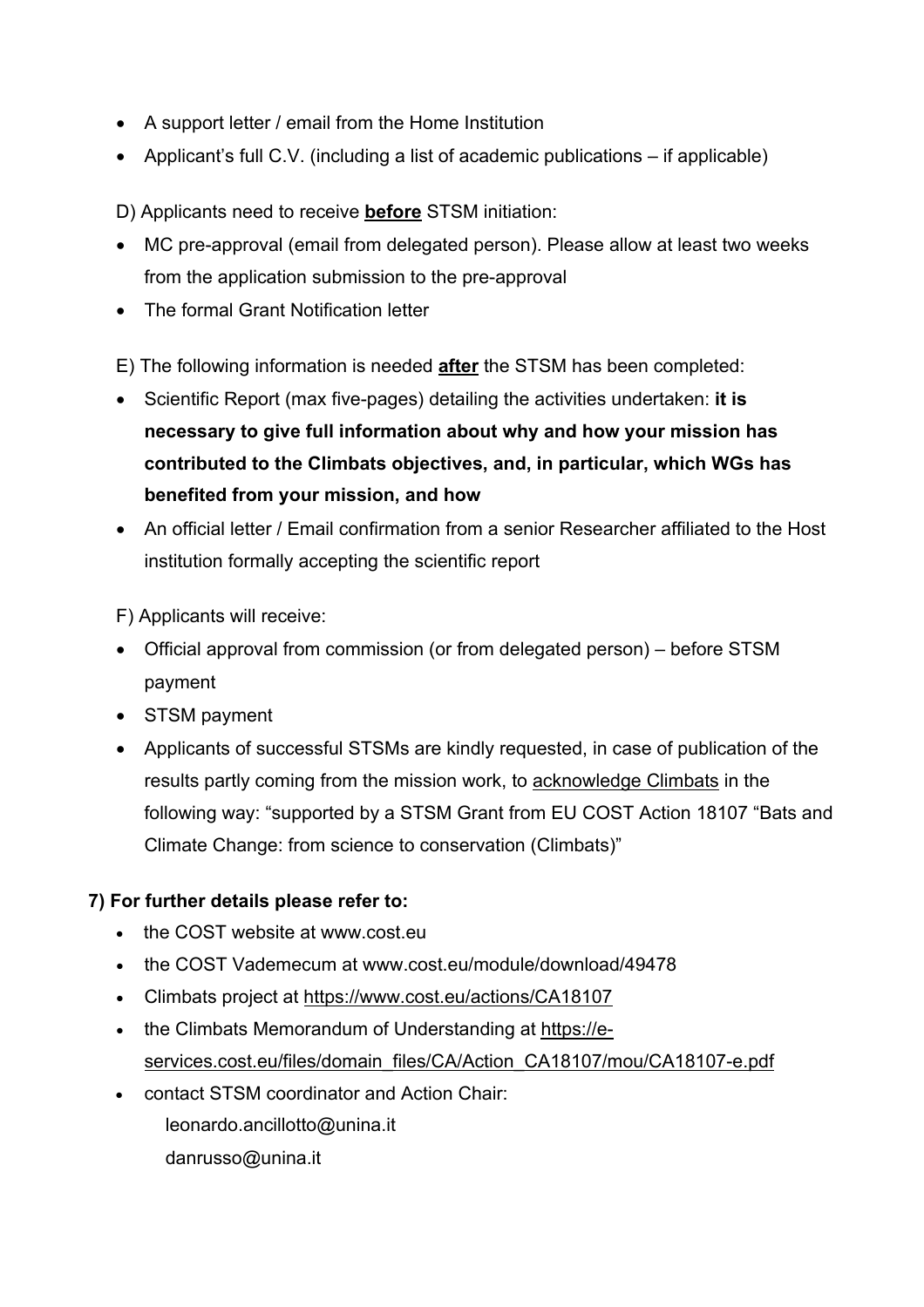- A support letter / email from the Home Institution
- Applicant's full C.V. (including a list of academic publications – if applicable)

D) Applicants need to receive **before** STSM initiation:

- MC pre-approval (email from delegated person). Please allow at least two weeks from the application submission to the pre-approval
- The formal Grant Notification letter

E) The following information is needed **after** the STSM has been completed:

- Scientific Report (max five-pages) detailing the activities undertaken: **it is necessary to give full information about why and how your mission has contributed to the Climbats objectives, and, in particular, which WGs has benefited from your mission, and how**
- An official letter / Email confirmation from a senior Researcher affiliated to the Host institution formally accepting the scientific report

F) Applicants will receive:

- Official approval from commission (or from delegated person) – before STSM payment
- STSM payment
- Applicants of successful STSMs are kindly requested, in case of publication of the results partly coming from the mission work, to acknowledge Climbats in the following way: "supported by a STSM Grant from EU COST Action 18107 "Bats and Climate Change: from science to conservation (Climbats)"

**7) For further details please refer to:**

- the COST website at www.cost.eu
- the COST Vademecum at www.cost.eu/module/download/49478
- Climbats project at https://www.cost.eu/actions/CA18107
- the Climbats Memorandum of Understanding at https://e-services.cost.eu/files/domain_files/CA/Action_CA18107/mou/CA18107-e.pdf
- contact STSM coordinator and Action Chair:
  leonardo.ancillotto@unina.it
  danrusso@unina.it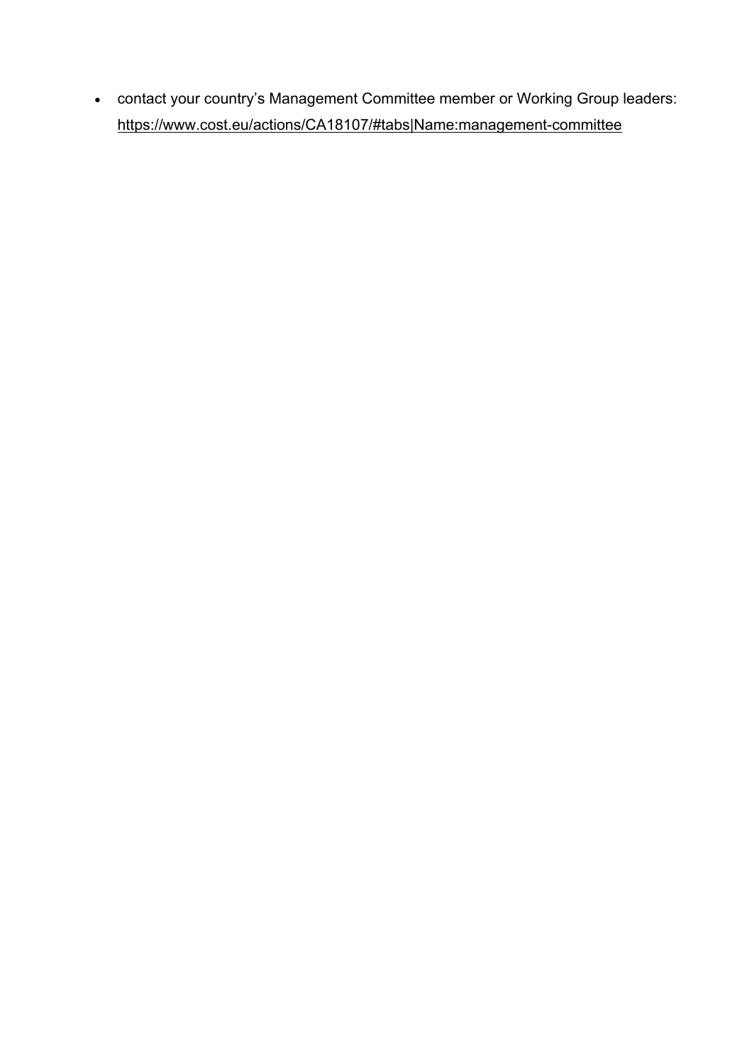- contact your country's Management Committee member or Working Group leaders: https://www.cost.eu/actions/CA18107/#tabs|Name:management-committee